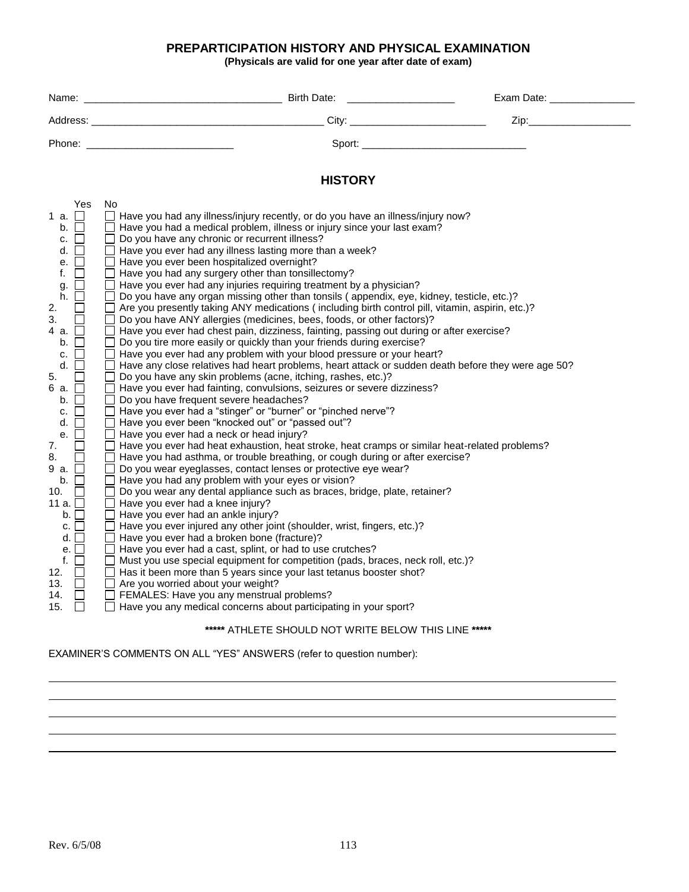# PREPARTICIPATION HISTORY AND PHYSICAL EXAMINATION

**(Physicals are valid for one year after date of exam)**

Name: ___________________________________ Birth Date: ___________________ Exam Date: _______________

Address: _________________________________________ City: ________________________ Zip:__________________

Phone: __________________________ Sport: _____________________________

## HISTORY

| | Yes | No | |
|---|---|---|---|
| 1 a. | ☐ | ☐ | Have you had any illness/injury recently, or do you have an illness/injury now? |
| b. | ☐ | ☐ | Have you had a medical problem, illness or injury since your last exam? |
| c. | ☐ | ☐ | Do you have any chronic or recurrent illness? |
| d. | ☐ | ☐ | Have you ever had any illness lasting more than a week? |
| e. | ☐ | ☐ | Have you ever been hospitalized overnight? |
| f. | ☐ | ☐ | Have you had any surgery other than tonsillectomy? |
| g. | ☐ | ☐ | Have you ever had any injuries requiring treatment by a physician? |
| h. | ☐ | ☐ | Do you have any organ missing other than tonsils ( appendix, eye, kidney, testicle, etc.)? |
| 2. | ☐ | ☐ | Are you presently taking ANY medications ( including birth control pill, vitamin, aspirin, etc.)? |
| 3. | ☐ | ☐ | Do you have ANY allergies (medicines, bees, foods, or other factors)? |
| 4 a. | ☐ | ☐ | Have you ever had chest pain, dizziness, fainting, passing out during or after exercise? |
| b. | ☐ | ☐ | Do you tire more easily or quickly than your friends during exercise? |
| c. | ☐ | ☐ | Have you ever had any problem with your blood pressure or your heart? |
| d. | ☐ | ☐ | Have any close relatives had heart problems, heart attack or sudden death before they were age 50? |
| 5. | ☐ | ☐ | Do you have any skin problems (acne, itching, rashes, etc.)? |
| 6 a. | ☐ | ☐ | Have you ever had fainting, convulsions, seizures or severe dizziness? |
| b. | ☐ | ☐ | Do you have frequent severe headaches? |
| c. | ☐ | ☐ | Have you ever had a "stinger" or "burner" or "pinched nerve"? |
| d. | ☐ | ☐ | Have you ever been "knocked out" or "passed out"? |
| e. | ☐ | ☐ | Have you ever had a neck or head injury? |
| 7. | ☐ | ☐ | Have you ever had heat exhaustion, heat stroke, heat cramps or similar heat-related problems? |
| 8. | ☐ | ☐ | Have you had asthma, or trouble breathing, or cough during or after exercise? |
| 9 a. | ☐ | ☐ | Do you wear eyeglasses, contact lenses or protective eye wear? |
| b. | ☐ | ☐ | Have you had any problem with your eyes or vision? |
| 10. | ☐ | ☐ | Do you wear any dental appliance such as braces, bridge, plate, retainer? |
| 11 a. | ☐ | ☐ | Have you ever had a knee injury? |
| b. | ☐ | ☐ | Have you ever had an ankle injury? |
| c. | ☐ | ☐ | Have you ever injured any other joint (shoulder, wrist, fingers, etc.)? |
| d. | ☐ | ☐ | Have you ever had a broken bone (fracture)? |
| e. | ☐ | ☐ | Have you ever had a cast, splint, or had to use crutches? |
| f. | ☐ | ☐ | Must you use special equipment for competition (pads, braces, neck roll, etc.)? |
| 12. | ☐ | ☐ | Has it been more than 5 years since your last tetanus booster shot? |
| 13. | ☐ | ☐ | Are you worried about your weight? |
| 14. | ☐ | ☐ | FEMALES: Have you any menstrual problems? |
| 15. | ☐ | ☐ | Have you any medical concerns about participating in your sport? |

***** ATHLETE SHOULD NOT WRITE BELOW THIS LINE *****

EXAMINER'S COMMENTS ON ALL "YES" ANSWERS (refer to question number):

______________________________________________________________________________

______________________________________________________________________________

______________________________________________________________________________

______________________________________________________________________________

______________________________________________________________________________

Rev. 6/5/08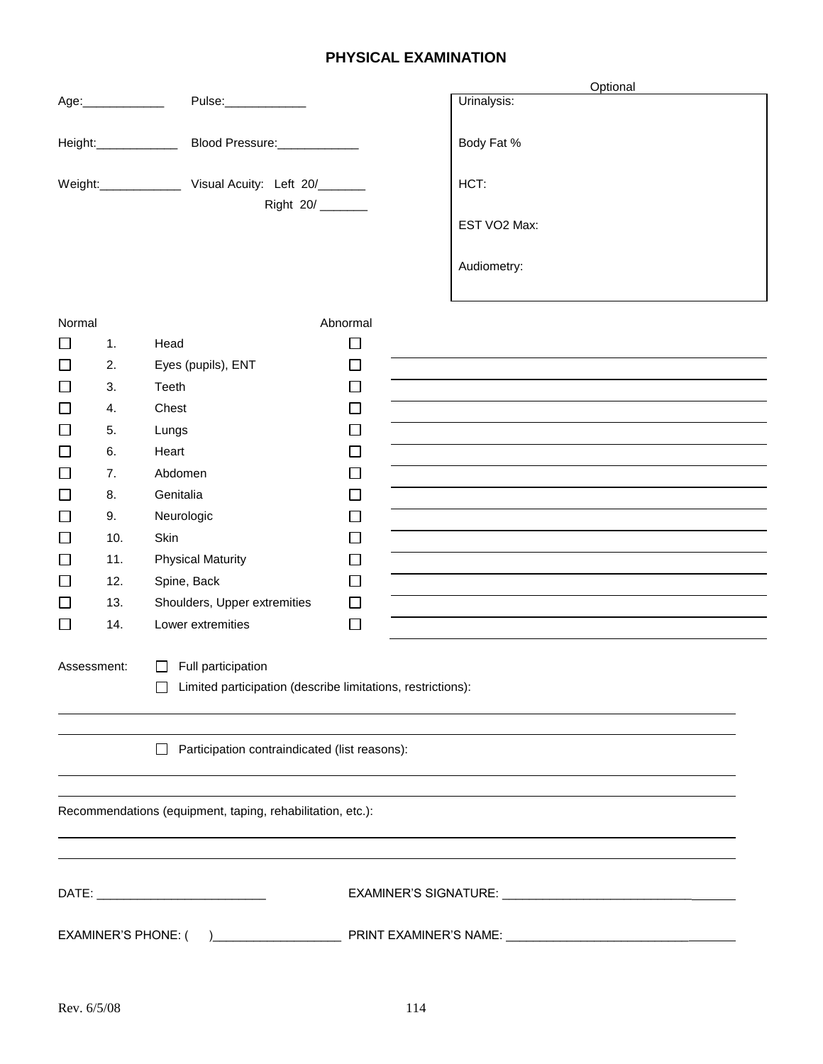# PHYSICAL EXAMINATION

Age:____________ Pulse:____________

Height:____________ Blood Pressure:____________

Weight:____________ Visual Acuity: Left 20/_______

Right 20/ _______

Optional

| Urinalysis: |
|---|
| Body Fat % |
| HCT: |
| EST VO2 Max: |
| Audiometry: |

| Normal | | | Abnormal | |
|---|---|---|---|---|
| ☐ | 1. | Head | ☐ | |
| ☐ | 2. | Eyes (pupils), ENT | ☐ | |
| ☐ | 3. | Teeth | ☐ | |
| ☐ | 4. | Chest | ☐ | |
| ☐ | 5. | Lungs | ☐ | |
| ☐ | 6. | Heart | ☐ | |
| ☐ | 7. | Abdomen | ☐ | |
| ☐ | 8. | Genitalia | ☐ | |
| ☐ | 9. | Neurologic | ☐ | |
| ☐ | 10. | Skin | ☐ | |
| ☐ | 11. | Physical Maturity | ☐ | |
| ☐ | 12. | Spine, Back | ☐ | |
| ☐ | 13. | Shoulders, Upper extremities | ☐ | |
| ☐ | 14. | Lower extremities | ☐ | |

Assessment:

☐ Full participation

☐ Limited participation (describe limitations, restrictions):

______________________________________________________________________

______________________________________________________________________

☐ Participation contraindicated (list reasons):

______________________________________________________________________

______________________________________________________________________

Recommendations (equipment, taping, rehabilitation, etc.):

______________________________________________________________________

______________________________________________________________________

DATE: _________________________ EXAMINER'S SIGNATURE: ____________________________

EXAMINER'S PHONE: ( )___________________ PRINT EXAMINER'S NAME: ____________________________

Rev. 6/5/08